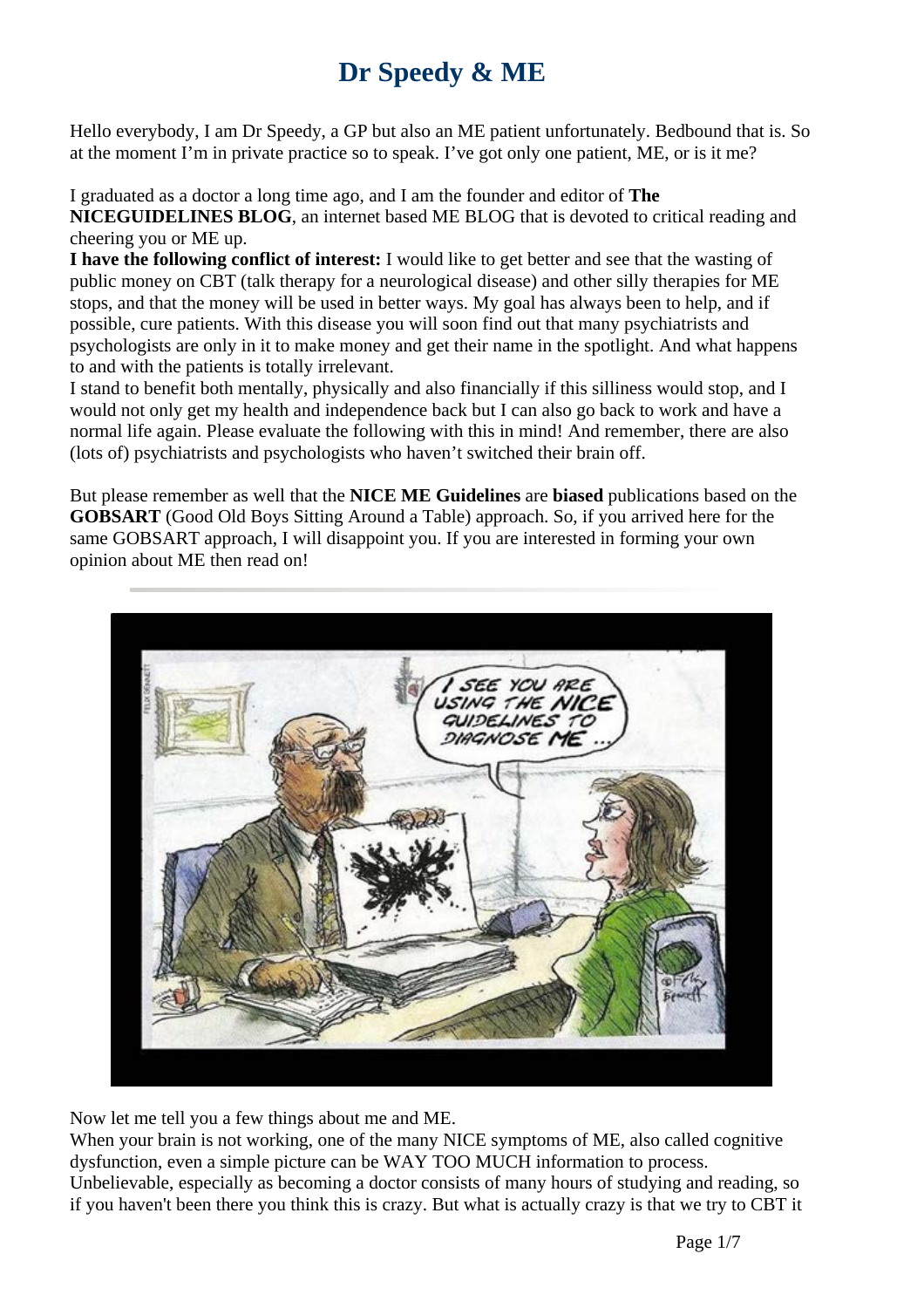# Dr Speedy & ME

Hello everybody, I am Dr Speedy, a GP but also an ME patient unfortunately. Bedbound that is. So at the moment I'm in private practice so to speak. I've got only one patient, ME, or is it me?

I graduated as a doctor a long time ago, and I am the founder and editor of **The NICEGUIDELINES BLOG**, an internet based ME BLOG that is devoted to critical reading and cheering you or ME up.

**I have the following conflict of interest:** I would like to get better and see that the wasting of public money on CBT (talk therapy for a neurological disease) and other silly therapies for ME stops, and that the money will be used in better ways. My goal has always been to help, and if possible, cure patients. With this disease you will soon find out that many psychiatrists and psychologists are only in it to make money and get their name in the spotlight. And what happens to and with the patients is totally irrelevant.

I stand to benefit both mentally, physically and also financially if this silliness would stop, and I would not only get my health and independence back but I can also go back to work and have a normal life again. Please evaluate the following with this in mind! And remember, there are also (lots of) psychiatrists and psychologists who haven't switched their brain off.

But please remember as well that the **NICE ME Guidelines** are **biased** publications based on the **GOBSART** (Good Old Boys Sitting Around a Table) approach. So, if you arrived here for the same GOBSART approach, I will disappoint you. If you are interested in forming your own opinion about ME then read on!

Now let me tell you a few things about me and ME.

When your brain is not working, one of the many NICE symptoms of ME, also called cognitive dysfunction, even a simple picture can be WAY TOO MUCH information to process. Unbelievable, especially as becoming a doctor consists of many hours of studying and reading, so if you haven't been there you think this is crazy. But what is actually crazy is that we try to CBT it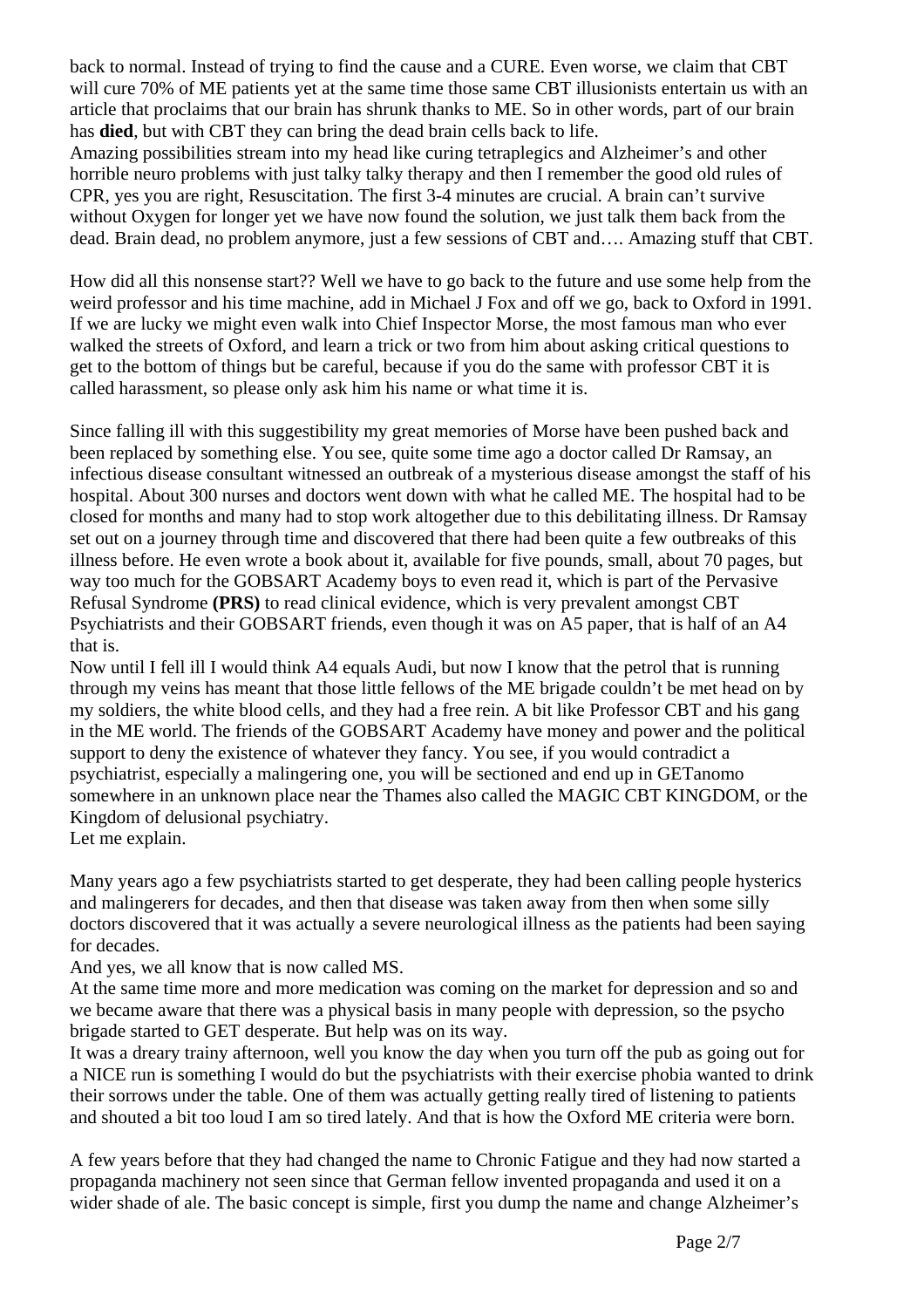back to normal. Instead of trying to find the cause and a CURE. Even worse, we claim that CBT will cure 70% of ME patients yet at the same time those same CBT illusionists entertain us with an article that proclaims that our brain has shrunk thanks to ME. So in other words, part of our brain has **died**, but with CBT they can bring the dead brain cells back to life.
Amazing possibilities stream into my head like curing tetraplegics and Alzheimer's and other horrible neuro problems with just talky talky therapy and then I remember the good old rules of CPR, yes you are right, Resuscitation. The first 3-4 minutes are crucial. A brain can't survive without Oxygen for longer yet we have now found the solution, we just talk them back from the dead. Brain dead, no problem anymore, just a few sessions of CBT and…. Amazing stuff that CBT.

How did all this nonsense start?? Well we have to go back to the future and use some help from the weird professor and his time machine, add in Michael J Fox and off we go, back to Oxford in 1991. If we are lucky we might even walk into Chief Inspector Morse, the most famous man who ever walked the streets of Oxford, and learn a trick or two from him about asking critical questions to get to the bottom of things but be careful, because if you do the same with professor CBT it is called harassment, so please only ask him his name or what time it is.

Since falling ill with this suggestibility my great memories of Morse have been pushed back and been replaced by something else. You see, quite some time ago a doctor called Dr Ramsay, an infectious disease consultant witnessed an outbreak of a mysterious disease amongst the staff of his hospital. About 300 nurses and doctors went down with what he called ME. The hospital had to be closed for months and many had to stop work altogether due to this debilitating illness. Dr Ramsay set out on a journey through time and discovered that there had been quite a few outbreaks of this illness before. He even wrote a book about it, available for five pounds, small, about 70 pages, but way too much for the GOBSART Academy boys to even read it, which is part of the Pervasive Refusal Syndrome **(PRS)** to read clinical evidence, which is very prevalent amongst CBT Psychiatrists and their GOBSART friends, even though it was on A5 paper, that is half of an A4 that is.
Now until I fell ill I would think A4 equals Audi, but now I know that the petrol that is running through my veins has meant that those little fellows of the ME brigade couldn't be met head on by my soldiers, the white blood cells, and they had a free rein. A bit like Professor CBT and his gang in the ME world. The friends of the GOBSART Academy have money and power and the political support to deny the existence of whatever they fancy. You see, if you would contradict a psychiatrist, especially a malingering one, you will be sectioned and end up in GETanomo somewhere in an unknown place near the Thames also called the MAGIC CBT KINGDOM, or the Kingdom of delusional psychiatry.
Let me explain.

Many years ago a few psychiatrists started to get desperate, they had been calling people hysterics and malingerers for decades, and then that disease was taken away from then when some silly doctors discovered that it was actually a severe neurological illness as the patients had been saying for decades.
And yes, we all know that is now called MS.
At the same time more and more medication was coming on the market for depression and so and we became aware that there was a physical basis in many people with depression, so the psycho brigade started to GET desperate. But help was on its way.
It was a dreary trainy afternoon, well you know the day when you turn off the pub as going out for a NICE run is something I would do but the psychiatrists with their exercise phobia wanted to drink their sorrows under the table. One of them was actually getting really tired of listening to patients and shouted a bit too loud I am so tired lately. And that is how the Oxford ME criteria were born.

A few years before that they had changed the name to Chronic Fatigue and they had now started a propaganda machinery not seen since that German fellow invented propaganda and used it on a wider shade of ale. The basic concept is simple, first you dump the name and change Alzheimer's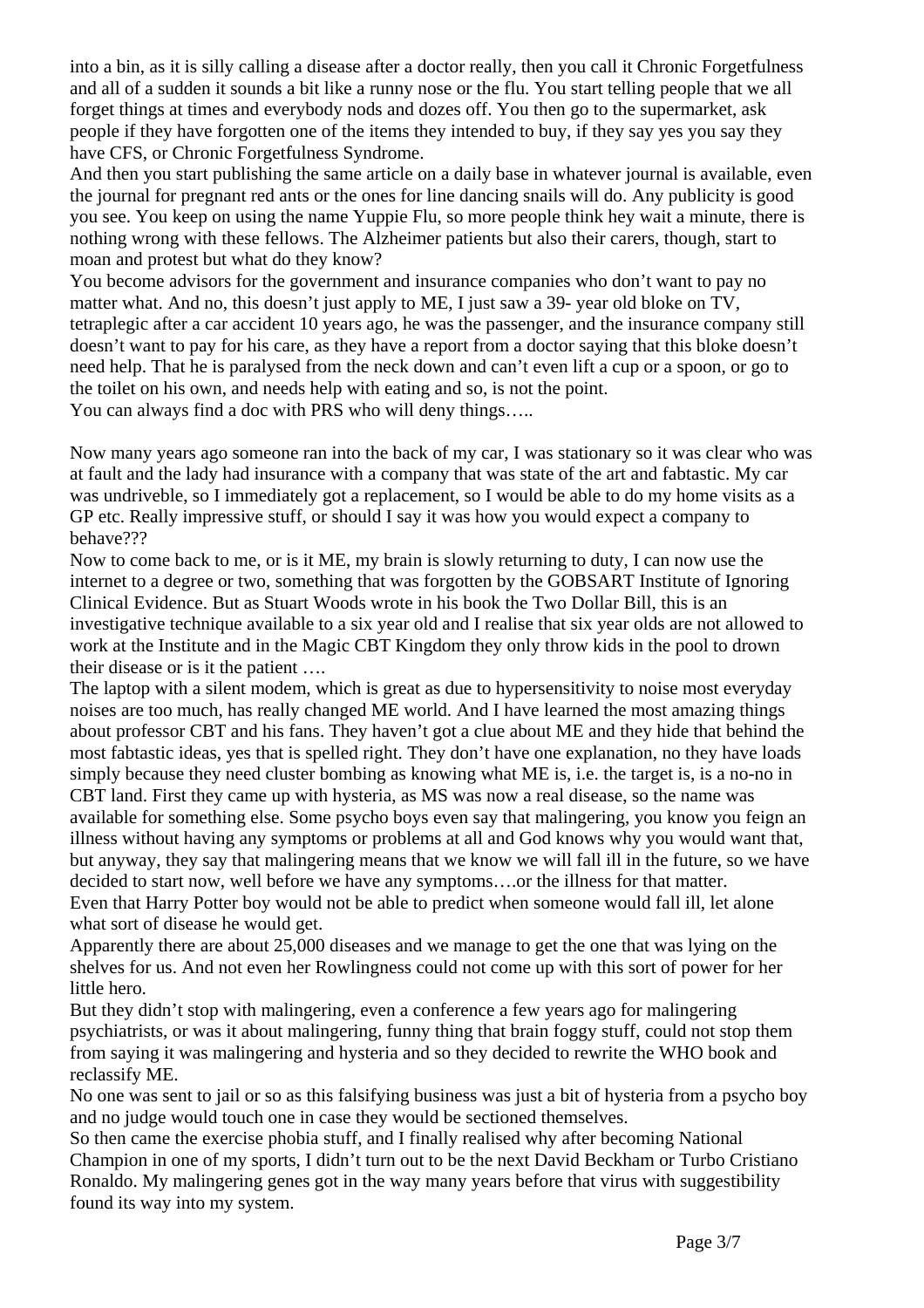into a bin, as it is silly calling a disease after a doctor really, then you call it Chronic Forgetfulness and all of a sudden it sounds a bit like a runny nose or the flu. You start telling people that we all forget things at times and everybody nods and dozes off. You then go to the supermarket, ask people if they have forgotten one of the items they intended to buy, if they say yes you say they have CFS, or Chronic Forgetfulness Syndrome.

And then you start publishing the same article on a daily base in whatever journal is available, even the journal for pregnant red ants or the ones for line dancing snails will do. Any publicity is good you see. You keep on using the name Yuppie Flu, so more people think hey wait a minute, there is nothing wrong with these fellows. The Alzheimer patients but also their carers, though, start to moan and protest but what do they know?

You become advisors for the government and insurance companies who don't want to pay no matter what. And no, this doesn't just apply to ME, I just saw a 39- year old bloke on TV, tetraplegic after a car accident 10 years ago, he was the passenger, and the insurance company still doesn't want to pay for his care, as they have a report from a doctor saying that this bloke doesn't need help. That he is paralysed from the neck down and can't even lift a cup or a spoon, or go to the toilet on his own, and needs help with eating and so, is not the point.

You can always find a doc with PRS who will deny things…..

Now many years ago someone ran into the back of my car, I was stationary so it was clear who was at fault and the lady had insurance with a company that was state of the art and fabtastic. My car was undriveble, so I immediately got a replacement, so I would be able to do my home visits as a GP etc. Really impressive stuff, or should I say it was how you would expect a company to behave???

Now to come back to me, or is it ME, my brain is slowly returning to duty, I can now use the internet to a degree or two, something that was forgotten by the GOBSART Institute of Ignoring Clinical Evidence. But as Stuart Woods wrote in his book the Two Dollar Bill, this is an investigative technique available to a six year old and I realise that six year olds are not allowed to work at the Institute and in the Magic CBT Kingdom they only throw kids in the pool to drown their disease or is it the patient ….

The laptop with a silent modem, which is great as due to hypersensitivity to noise most everyday noises are too much, has really changed ME world. And I have learned the most amazing things about professor CBT and his fans. They haven't got a clue about ME and they hide that behind the most fabtastic ideas, yes that is spelled right. They don't have one explanation, no they have loads simply because they need cluster bombing as knowing what ME is, i.e. the target is, is a no-no in CBT land. First they came up with hysteria, as MS was now a real disease, so the name was available for something else. Some psycho boys even say that malingering, you know you feign an illness without having any symptoms or problems at all and God knows why you would want that, but anyway, they say that malingering means that we know we will fall ill in the future, so we have decided to start now, well before we have any symptoms….or the illness for that matter.

Even that Harry Potter boy would not be able to predict when someone would fall ill, let alone what sort of disease he would get.

Apparently there are about 25,000 diseases and we manage to get the one that was lying on the shelves for us. And not even her Rowlingness could not come up with this sort of power for her little hero.

But they didn't stop with malingering, even a conference a few years ago for malingering psychiatrists, or was it about malingering, funny thing that brain foggy stuff, could not stop them from saying it was malingering and hysteria and so they decided to rewrite the WHO book and reclassify ME.

No one was sent to jail or so as this falsifying business was just a bit of hysteria from a psycho boy and no judge would touch one in case they would be sectioned themselves.

So then came the exercise phobia stuff, and I finally realised why after becoming National Champion in one of my sports, I didn't turn out to be the next David Beckham or Turbo Cristiano Ronaldo. My malingering genes got in the way many years before that virus with suggestibility found its way into my system.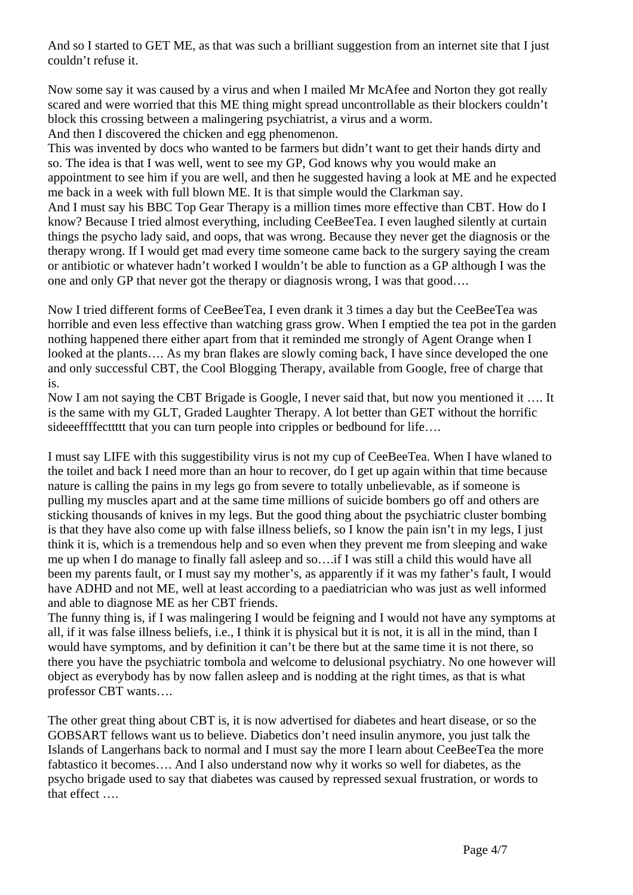And so I started to GET ME, as that was such a brilliant suggestion from an internet site that I just couldn't refuse it.

Now some say it was caused by a virus and when I mailed Mr McAfee and Norton they got really scared and were worried that this ME thing might spread uncontrollable as their blockers couldn't block this crossing between a malingering psychiatrist, a virus and a worm.
And then I discovered the chicken and egg phenomenon.
This was invented by docs who wanted to be farmers but didn't want to get their hands dirty and so. The idea is that I was well, went to see my GP, God knows why you would make an appointment to see him if you are well, and then he suggested having a look at ME and he expected me back in a week with full blown ME. It is that simple would the Clarkman say.
And I must say his BBC Top Gear Therapy is a million times more effective than CBT. How do I know? Because I tried almost everything, including CeeBeeTea. I even laughed silently at curtain things the psycho lady said, and oops, that was wrong. Because they never get the diagnosis or the therapy wrong. If I would get mad every time someone came back to the surgery saying the cream or antibiotic or whatever hadn't worked I wouldn't be able to function as a GP although I was the one and only GP that never got the therapy or diagnosis wrong, I was that good….

Now I tried different forms of CeeBeeTea, I even drank it 3 times a day but the CeeBeeTea was horrible and even less effective than watching grass grow. When I emptied the tea pot in the garden nothing happened there either apart from that it reminded me strongly of Agent Orange when I looked at the plants…. As my bran flakes are slowly coming back, I have since developed the one and only successful CBT, the Cool Blogging Therapy, available from Google, free of charge that is.
Now I am not saying the CBT Brigade is Google, I never said that, but now you mentioned it …. It is the same with my GLT, Graded Laughter Therapy. A lot better than GET without the horrific sideeeffffecttttt that you can turn people into cripples or bedbound for life….

I must say LIFE with this suggestibility virus is not my cup of CeeBeeTea. When I have wlaned to the toilet and back I need more than an hour to recover, do I get up again within that time because nature is calling the pains in my legs go from severe to totally unbelievable, as if someone is pulling my muscles apart and at the same time millions of suicide bombers go off and others are sticking thousands of knives in my legs. But the good thing about the psychiatric cluster bombing is that they have also come up with false illness beliefs, so I know the pain isn't in my legs, I just think it is, which is a tremendous help and so even when they prevent me from sleeping and wake me up when I do manage to finally fall asleep and so….if I was still a child this would have all been my parents fault, or I must say my mother's, as apparently if it was my father's fault, I would have ADHD and not ME, well at least according to a paediatrician who was just as well informed and able to diagnose ME as her CBT friends.
The funny thing is, if I was malingering I would be feigning and I would not have any symptoms at all, if it was false illness beliefs, i.e., I think it is physical but it is not, it is all in the mind, than I would have symptoms, and by definition it can't be there but at the same time it is not there, so there you have the psychiatric tombola and welcome to delusional psychiatry. No one however will object as everybody has by now fallen asleep and is nodding at the right times, as that is what professor CBT wants….

The other great thing about CBT is, it is now advertised for diabetes and heart disease, or so the GOBSART fellows want us to believe. Diabetics don't need insulin anymore, you just talk the Islands of Langerhans back to normal and I must say the more I learn about CeeBeeTea the more fabtastico it becomes…. And I also understand now why it works so well for diabetes, as the psycho brigade used to say that diabetes was caused by repressed sexual frustration, or words to that effect ….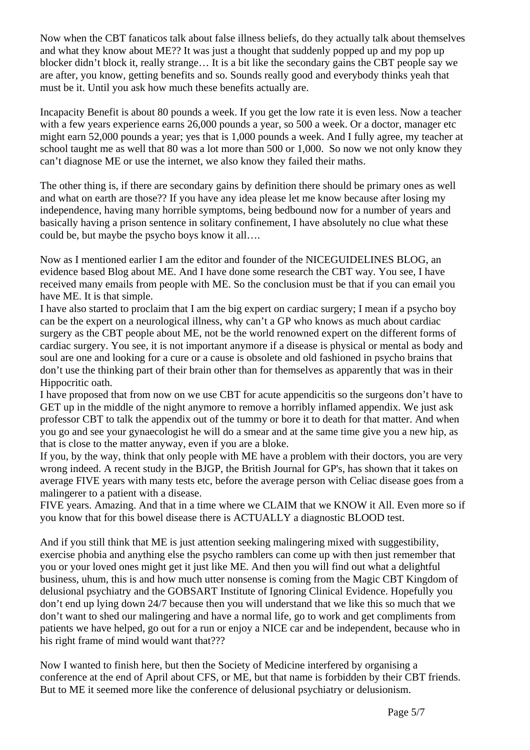Now when the CBT fanaticos talk about false illness beliefs, do they actually talk about themselves and what they know about ME?? It was just a thought that suddenly popped up and my pop up blocker didn't block it, really strange… It is a bit like the secondary gains the CBT people say we are after, you know, getting benefits and so. Sounds really good and everybody thinks yeah that must be it. Until you ask how much these benefits actually are.

Incapacity Benefit is about 80 pounds a week. If you get the low rate it is even less. Now a teacher with a few years experience earns 26,000 pounds a year, so 500 a week. Or a doctor, manager etc might earn 52,000 pounds a year; yes that is 1,000 pounds a week. And I fully agree, my teacher at school taught me as well that 80 was a lot more than 500 or 1,000. So now we not only know they can't diagnose ME or use the internet, we also know they failed their maths.

The other thing is, if there are secondary gains by definition there should be primary ones as well and what on earth are those?? If you have any idea please let me know because after losing my independence, having many horrible symptoms, being bedbound now for a number of years and basically having a prison sentence in solitary confinement, I have absolutely no clue what these could be, but maybe the psycho boys know it all….

Now as I mentioned earlier I am the editor and founder of the NICEGUIDELINES BLOG, an evidence based Blog about ME. And I have done some research the CBT way. You see, I have received many emails from people with ME. So the conclusion must be that if you can email you have ME. It is that simple.
I have also started to proclaim that I am the big expert on cardiac surgery; I mean if a psycho boy can be the expert on a neurological illness, why can't a GP who knows as much about cardiac surgery as the CBT people about ME, not be the world renowned expert on the different forms of cardiac surgery. You see, it is not important anymore if a disease is physical or mental as body and soul are one and looking for a cure or a cause is obsolete and old fashioned in psycho brains that don't use the thinking part of their brain other than for themselves as apparently that was in their Hippocritic oath.
I have proposed that from now on we use CBT for acute appendicitis so the surgeons don't have to GET up in the middle of the night anymore to remove a horribly inflamed appendix. We just ask professor CBT to talk the appendix out of the tummy or bore it to death for that matter. And when you go and see your gynaecologist he will do a smear and at the same time give you a new hip, as that is close to the matter anyway, even if you are a bloke.
If you, by the way, think that only people with ME have a problem with their doctors, you are very wrong indeed. A recent study in the BJGP, the British Journal for GP's, has shown that it takes on average FIVE years with many tests etc, before the average person with Celiac disease goes from a malingerer to a patient with a disease.
FIVE years. Amazing. And that in a time where we CLAIM that we KNOW it All. Even more so if you know that for this bowel disease there is ACTUALLY a diagnostic BLOOD test.

And if you still think that ME is just attention seeking malingering mixed with suggestibility, exercise phobia and anything else the psycho ramblers can come up with then just remember that you or your loved ones might get it just like ME. And then you will find out what a delightful business, uhum, this is and how much utter nonsense is coming from the Magic CBT Kingdom of delusional psychiatry and the GOBSART Institute of Ignoring Clinical Evidence. Hopefully you don't end up lying down 24/7 because then you will understand that we like this so much that we don't want to shed our malingering and have a normal life, go to work and get compliments from patients we have helped, go out for a run or enjoy a NICE car and be independent, because who in his right frame of mind would want that???

Now I wanted to finish here, but then the Society of Medicine interfered by organising a conference at the end of April about CFS, or ME, but that name is forbidden by their CBT friends. But to ME it seemed more like the conference of delusional psychiatry or delusionism.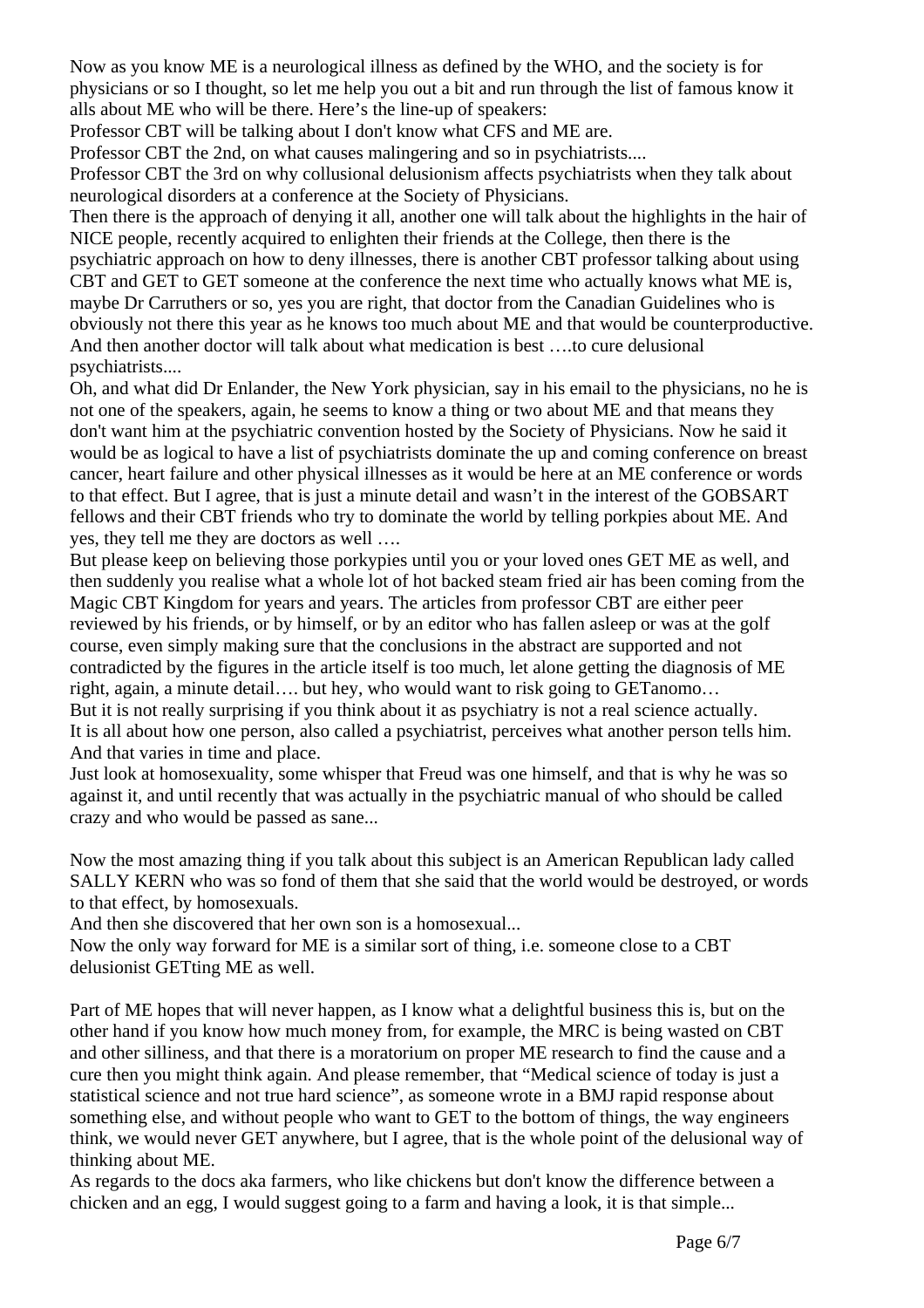Now as you know ME is a neurological illness as defined by the WHO, and the society is for physicians or so I thought, so let me help you out a bit and run through the list of famous know it alls about ME who will be there. Here's the line-up of speakers:

Professor CBT will be talking about I don't know what CFS and ME are.

Professor CBT the 2nd, on what causes malingering and so in psychiatrists....

Professor CBT the 3rd on why collusional delusionism affects psychiatrists when they talk about neurological disorders at a conference at the Society of Physicians.

Then there is the approach of denying it all, another one will talk about the highlights in the hair of NICE people, recently acquired to enlighten their friends at the College, then there is the psychiatric approach on how to deny illnesses, there is another CBT professor talking about using CBT and GET to GET someone at the conference the next time who actually knows what ME is, maybe Dr Carruthers or so, yes you are right, that doctor from the Canadian Guidelines who is obviously not there this year as he knows too much about ME and that would be counterproductive. And then another doctor will talk about what medication is best ….to cure delusional psychiatrists....

Oh, and what did Dr Enlander, the New York physician, say in his email to the physicians, no he is not one of the speakers, again, he seems to know a thing or two about ME and that means they don't want him at the psychiatric convention hosted by the Society of Physicians. Now he said it would be as logical to have a list of psychiatrists dominate the up and coming conference on breast cancer, heart failure and other physical illnesses as it would be here at an ME conference or words to that effect. But I agree, that is just a minute detail and wasn't in the interest of the GOBSART fellows and their CBT friends who try to dominate the world by telling porkpies about ME. And yes, they tell me they are doctors as well ….

But please keep on believing those porkypies until you or your loved ones GET ME as well, and then suddenly you realise what a whole lot of hot backed steam fried air has been coming from the Magic CBT Kingdom for years and years. The articles from professor CBT are either peer reviewed by his friends, or by himself, or by an editor who has fallen asleep or was at the golf course, even simply making sure that the conclusions in the abstract are supported and not contradicted by the figures in the article itself is too much, let alone getting the diagnosis of ME right, again, a minute detail…. but hey, who would want to risk going to GETanomo…

But it is not really surprising if you think about it as psychiatry is not a real science actually.

It is all about how one person, also called a psychiatrist, perceives what another person tells him. And that varies in time and place.

Just look at homosexuality, some whisper that Freud was one himself, and that is why he was so against it, and until recently that was actually in the psychiatric manual of who should be called crazy and who would be passed as sane...

Now the most amazing thing if you talk about this subject is an American Republican lady called SALLY KERN who was so fond of them that she said that the world would be destroyed, or words to that effect, by homosexuals.

And then she discovered that her own son is a homosexual...

Now the only way forward for ME is a similar sort of thing, i.e. someone close to a CBT delusionist GETting ME as well.

Part of ME hopes that will never happen, as I know what a delightful business this is, but on the other hand if you know how much money from, for example, the MRC is being wasted on CBT and other silliness, and that there is a moratorium on proper ME research to find the cause and a cure then you might think again. And please remember, that "Medical science of today is just a statistical science and not true hard science", as someone wrote in a BMJ rapid response about something else, and without people who want to GET to the bottom of things, the way engineers think, we would never GET anywhere, but I agree, that is the whole point of the delusional way of thinking about ME.

As regards to the docs aka farmers, who like chickens but don't know the difference between a chicken and an egg, I would suggest going to a farm and having a look, it is that simple...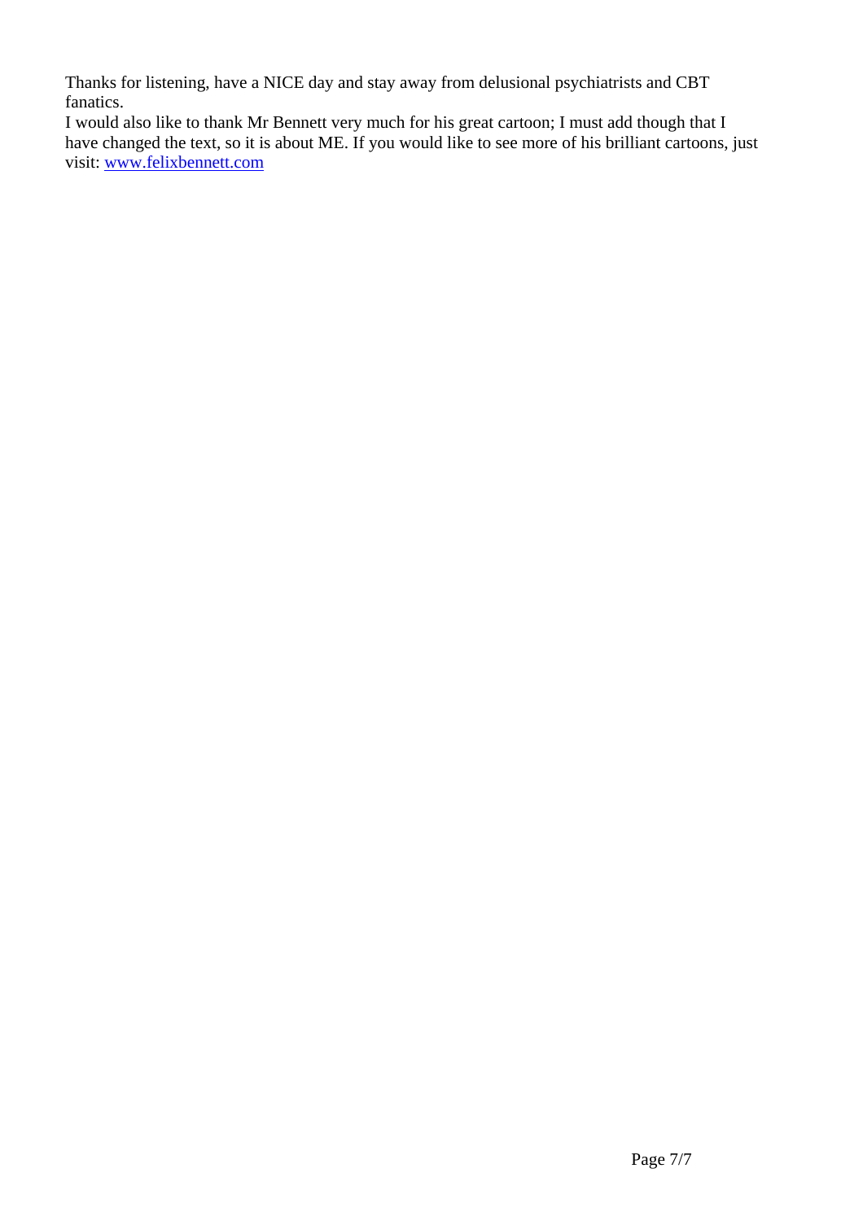Thanks for listening, have a NICE day and stay away from delusional psychiatrists and CBT fanatics.

I would also like to thank Mr Bennett very much for his great cartoon; I must add though that I have changed the text, so it is about ME. If you would like to see more of his brilliant cartoons, just visit: [www.felixbennett.com](http://www.felixbennett.com)